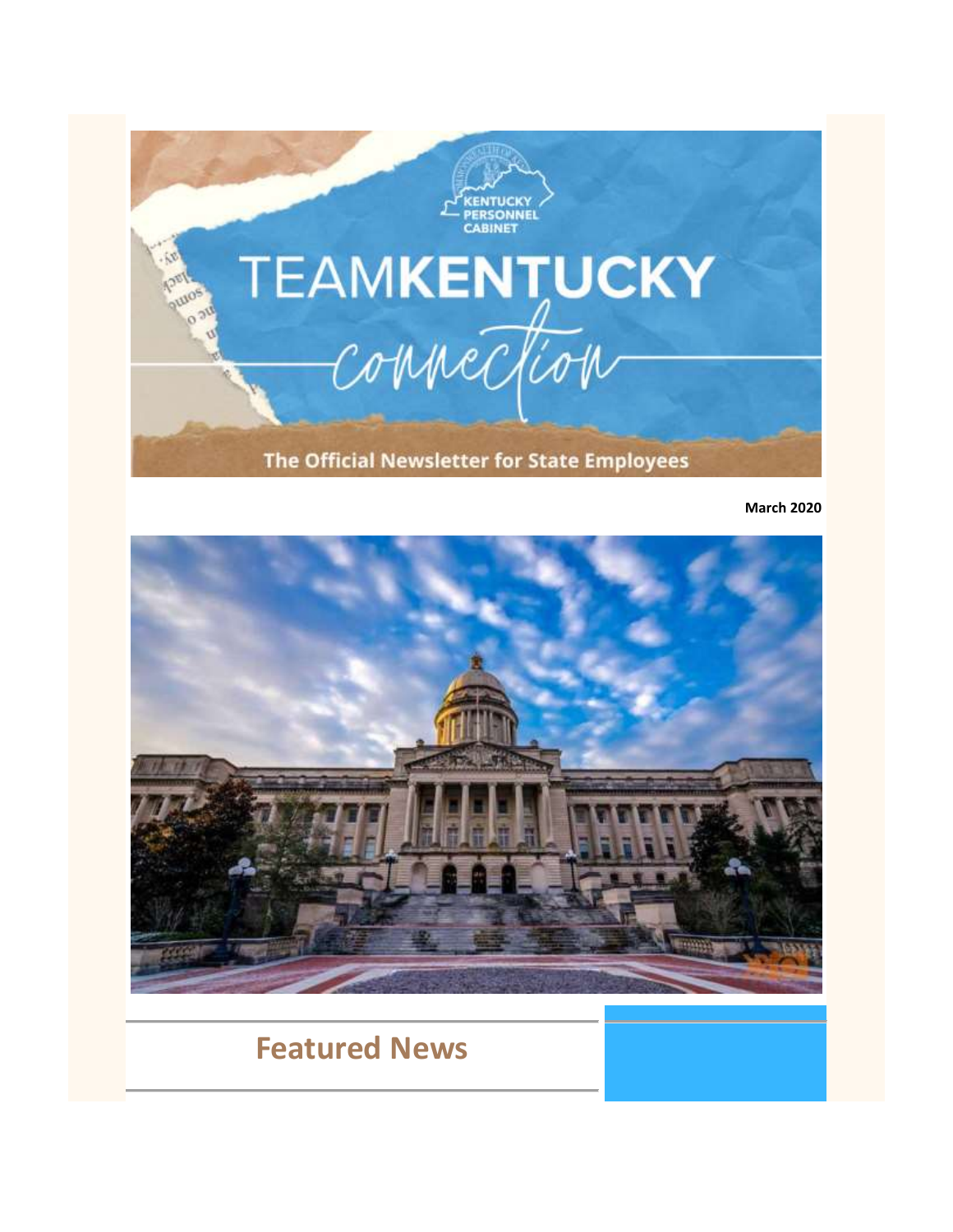KENTUCKY PERSONNEL CABINET

# TEAMKENTUCKY connection

The Official Newsletter for State Employees

**March 2020**

## Featured News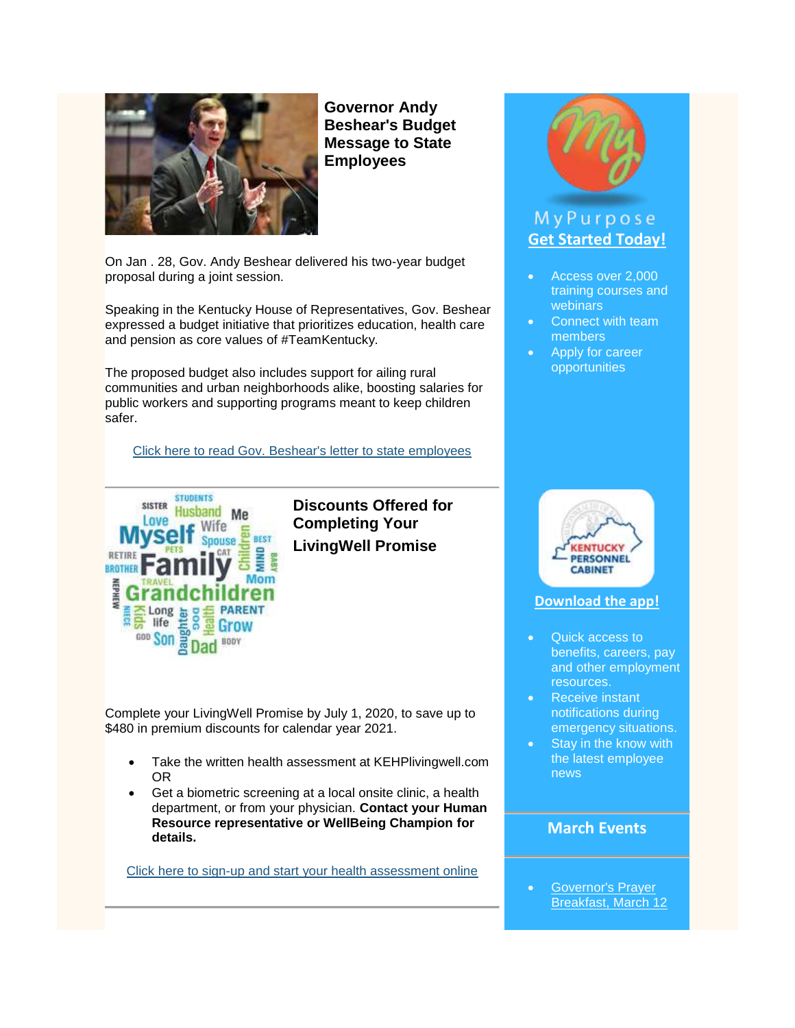## Governor Andy Beshear's Budget Message to State Employees

On Jan . 28, Gov. Andy Beshear delivered his two-year budget proposal during a joint session.

Speaking in the Kentucky House of Representatives, Gov. Beshear expressed a budget initiative that prioritizes education, health care and pension as core values of #TeamKentucky.

The proposed budget also includes support for ailing rural communities and urban neighborhoods alike, boosting salaries for public workers and supporting programs meant to keep children safer.

Click here to read Gov. Beshear's letter to state employees

---

## Discounts Offered for Completing Your LivingWell Promise

Complete your LivingWell Promise by July 1, 2020, to save up to $480 in premium discounts for calendar year 2021.

- Take the written health assessment at KEHPlivingwell.com OR
- Get a biometric screening at a local onsite clinic, a health department, or from your physician. **Contact your Human Resource representative or WellBeing Champion for details.**

Click here to sign-up and start your health assessment online

---

MyPurpose

**Get Started Today!**

- Access over 2,000 training courses and webinars
- Connect with team members
- Apply for career opportunities

KENTUCKY PERSONNEL CABINET

**Download the app!**

- Quick access to benefits, careers, pay and other employment resources.
- Receive instant notifications during emergency situations.
- Stay in the know with the latest employee news

## March Events

- Governor's Prayer Breakfast, March 12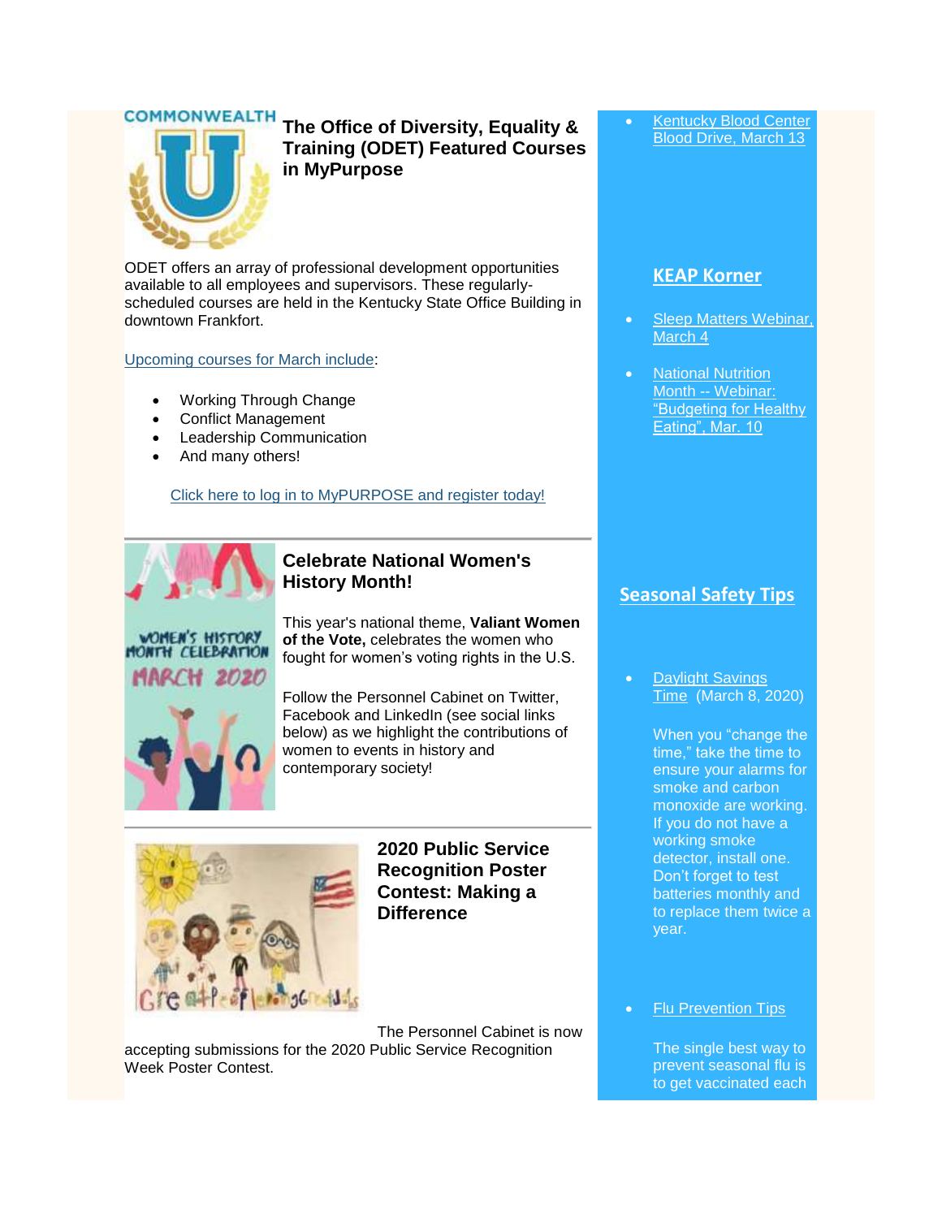## The Office of Diversity, Equality & Training (ODET) Featured Courses in MyPurpose

ODET offers an array of professional development opportunities available to all employees and supervisors. These regularly-scheduled courses are held in the Kentucky State Office Building in downtown Frankfort.

Upcoming courses for March include:

- Working Through Change
- Conflict Management
- Leadership Communication
- And many others!

Click here to log in to MyPURPOSE and register today!

## Celebrate National Women's History Month!

This year's national theme, **Valiant Women of the Vote,** celebrates the women who fought for women's voting rights in the U.S.

Follow the Personnel Cabinet on Twitter, Facebook and LinkedIn (see social links below) as we highlight the contributions of women to events in history and contemporary society!

## 2020 Public Service Recognition Poster Contest: Making a Difference

The Personnel Cabinet is now accepting submissions for the 2020 Public Service Recognition Week Poster Contest.

- Kentucky Blood Center Blood Drive, March 13

## KEAP Korner

- Sleep Matters Webinar, March 4
- National Nutrition Month -- Webinar: "Budgeting for Healthy Eating", Mar. 10

## Seasonal Safety Tips

- Daylight Savings Time (March 8, 2020)

  When you "change the time," take the time to ensure your alarms for smoke and carbon monoxide are working. If you do not have a working smoke detector, install one. Don't forget to test batteries monthly and to replace them twice a year.

- Flu Prevention Tips

  The single best way to prevent seasonal flu is to get vaccinated each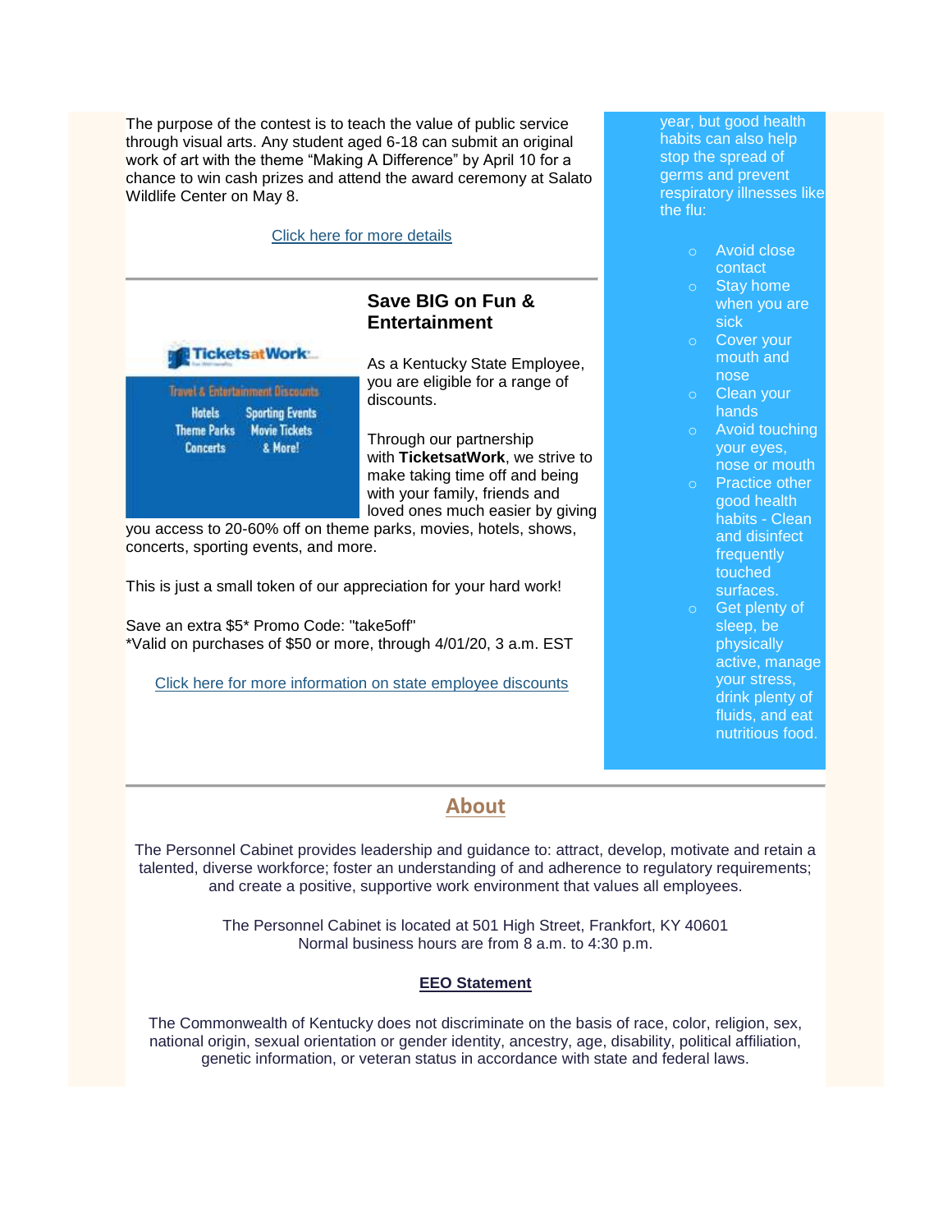The purpose of the contest is to teach the value of public service through visual arts. Any student aged 6-18 can submit an original work of art with the theme "Making A Difference" by April 10 for a chance to win cash prizes and attend the award ceremony at Salato Wildlife Center on May 8.

[Click here for more details]

---

### Save BIG on Fun & Entertainment

As a Kentucky State Employee, you are eligible for a range of discounts.

Through our partnership with **TicketsatWork**, we strive to make taking time off and being with your family, friends and loved ones much easier by giving you access to 20-60% off on theme parks, movies, hotels, shows, concerts, sporting events, and more.

This is just a small token of our appreciation for your hard work!

Save an extra $5* Promo Code: "take5off"
*Valid on purchases of $50 or more, through 4/01/20, 3 a.m. EST

[Click here for more information on state employee discounts]

---

year, but good health habits can also help stop the spread of germs and prevent respiratory illnesses like the flu:

- Avoid close contact
- Stay home when you are sick
- Cover your mouth and nose
- Clean your hands
- Avoid touching your eyes, nose or mouth
- Practice other good health habits - Clean and disinfect frequently touched surfaces.
- Get plenty of sleep, be physically active, manage your stress, drink plenty of fluids, and eat nutritious food.

---

## About

The Personnel Cabinet provides leadership and guidance to: attract, develop, motivate and retain a talented, diverse workforce; foster an understanding of and adherence to regulatory requirements; and create a positive, supportive work environment that values all employees.

The Personnel Cabinet is located at 501 High Street, Frankfort, KY 40601
Normal business hours are from 8 a.m. to 4:30 p.m.

**EEO Statement**

The Commonwealth of Kentucky does not discriminate on the basis of race, color, religion, sex, national origin, sexual orientation or gender identity, ancestry, age, disability, political affiliation, genetic information, or veteran status in accordance with state and federal laws.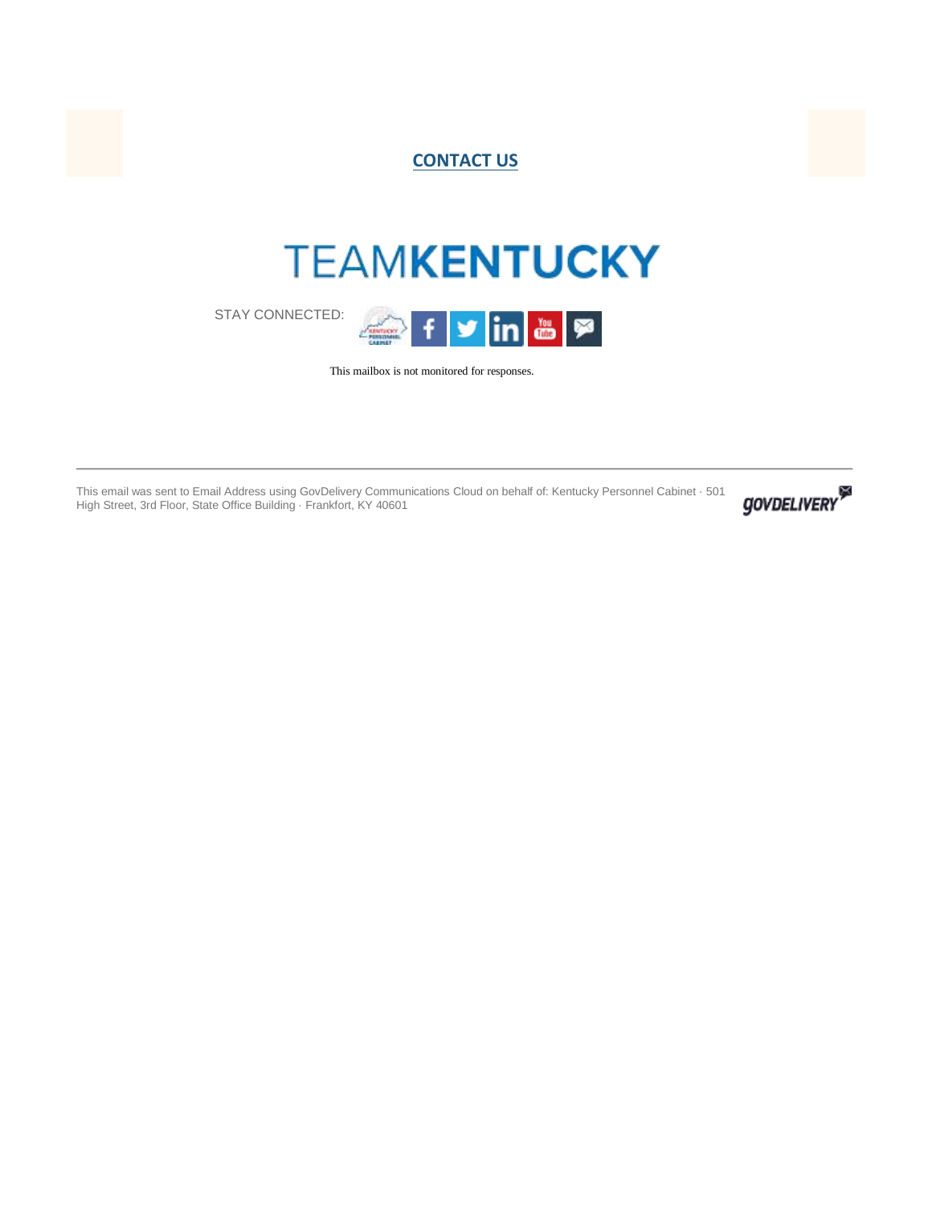**[CONTACT US]**

TEAMKENTUCKY

STAY CONNECTED:

This mailbox is not monitored for responses.

---

This email was sent to Email Address using GovDelivery Communications Cloud on behalf of: Kentucky Personnel Cabinet · 501 High Street, 3rd Floor, State Office Building · Frankfort, KY 40601

GOVDELIVERY